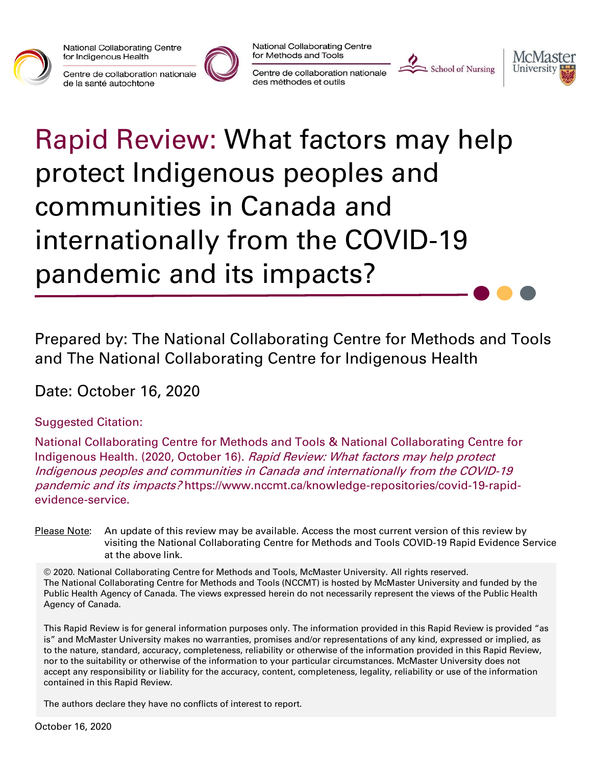National Collaborating Centre for Indigenous Health

Centre de collaboration nationale de la santé autochtone

National Collaborating Centre for Methods and Tools

Centre de collaboration nationale des méthodes et outils

School of Nursing

McMaster University

# Rapid Review: What factors may help protect Indigenous peoples and communities in Canada and internationally from the COVID-19 pandemic and its impacts?

Prepared by: The National Collaborating Centre for Methods and Tools and The National Collaborating Centre for Indigenous Health

Date: October 16, 2020

Suggested Citation:

National Collaborating Centre for Methods and Tools & National Collaborating Centre for Indigenous Health. (2020, October 16). *Rapid Review: What factors may help protect Indigenous peoples and communities in Canada and internationally from the COVID-19 pandemic and its impacts?* https://www.nccmt.ca/knowledge-repositories/covid-19-rapid-evidence-service.

Please Note: An update of this review may be available. Access the most current version of this review by visiting the National Collaborating Centre for Methods and Tools COVID-19 Rapid Evidence Service at the above link.

© 2020. National Collaborating Centre for Methods and Tools, McMaster University. All rights reserved.
The National Collaborating Centre for Methods and Tools (NCCMT) is hosted by McMaster University and funded by the Public Health Agency of Canada. The views expressed herein do not necessarily represent the views of the Public Health Agency of Canada.

This Rapid Review is for general information purposes only. The information provided in this Rapid Review is provided "as is" and McMaster University makes no warranties, promises and/or representations of any kind, expressed or implied, as to the nature, standard, accuracy, completeness, reliability or otherwise of the information provided in this Rapid Review, nor to the suitability or otherwise of the information to your particular circumstances. McMaster University does not accept any responsibility or liability for the accuracy, content, completeness, legality, reliability or use of the information contained in this Rapid Review.

The authors declare they have no conflicts of interest to report.

October 16, 2020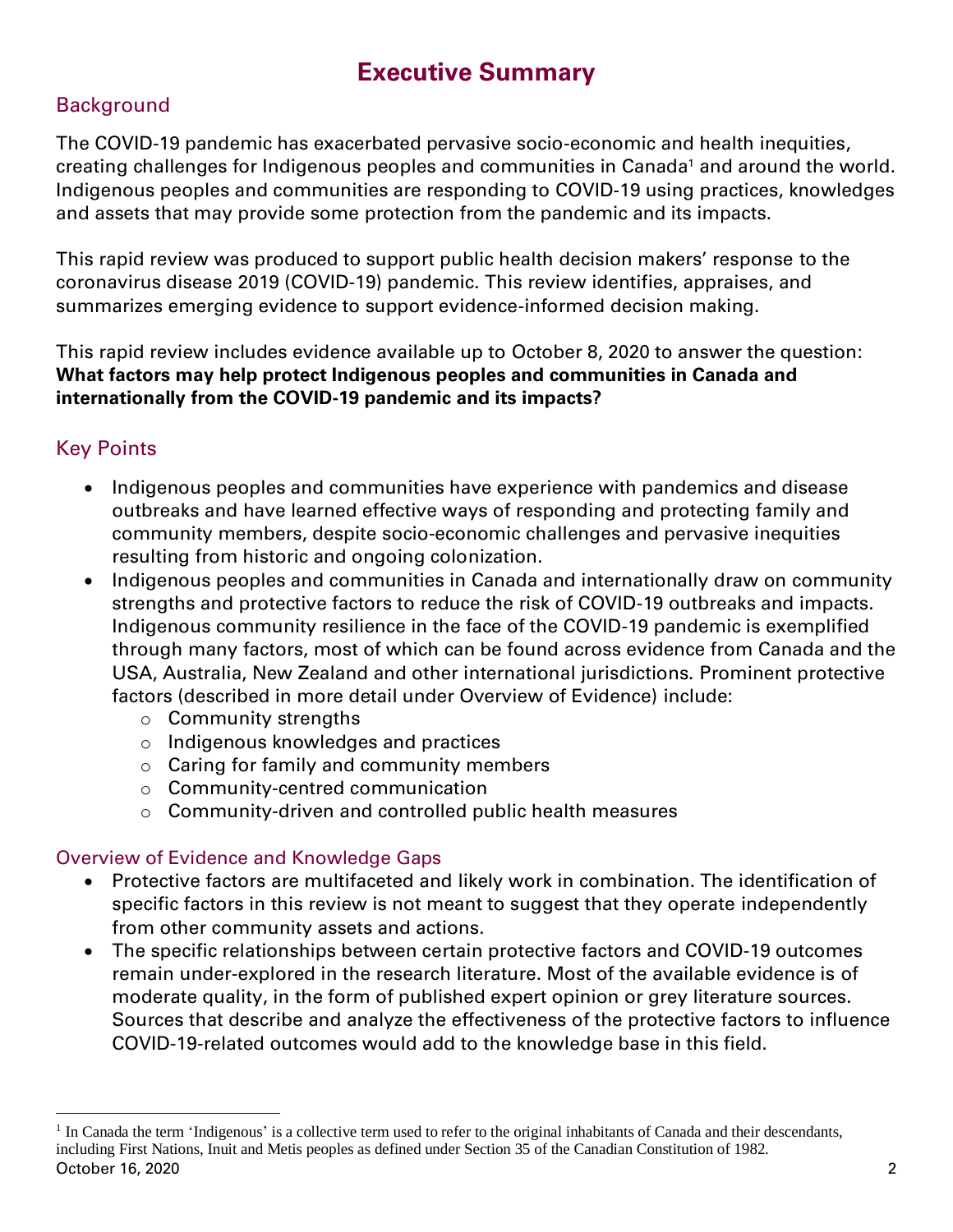# Executive Summary

## Background

The COVID-19 pandemic has exacerbated pervasive socio-economic and health inequities, creating challenges for Indigenous peoples and communities in Canada[1] and around the world. Indigenous peoples and communities are responding to COVID-19 using practices, knowledges and assets that may provide some protection from the pandemic and its impacts.

This rapid review was produced to support public health decision makers' response to the coronavirus disease 2019 (COVID-19) pandemic. This review identifies, appraises, and summarizes emerging evidence to support evidence-informed decision making.

This rapid review includes evidence available up to October 8, 2020 to answer the question: **What factors may help protect Indigenous peoples and communities in Canada and internationally from the COVID-19 pandemic and its impacts?**

## Key Points

- Indigenous peoples and communities have experience with pandemics and disease outbreaks and have learned effective ways of responding and protecting family and community members, despite socio-economic challenges and pervasive inequities resulting from historic and ongoing colonization.
- Indigenous peoples and communities in Canada and internationally draw on community strengths and protective factors to reduce the risk of COVID-19 outbreaks and impacts. Indigenous community resilience in the face of the COVID-19 pandemic is exemplified through many factors, most of which can be found across evidence from Canada and the USA, Australia, New Zealand and other international jurisdictions. Prominent protective factors (described in more detail under Overview of Evidence) include:
  - Community strengths
  - Indigenous knowledges and practices
  - Caring for family and community members
  - Community-centred communication
  - Community-driven and controlled public health measures

### Overview of Evidence and Knowledge Gaps

- Protective factors are multifaceted and likely work in combination. The identification of specific factors in this review is not meant to suggest that they operate independently from other community assets and actions.
- The specific relationships between certain protective factors and COVID-19 outcomes remain under-explored in the research literature. Most of the available evidence is of moderate quality, in the form of published expert opinion or grey literature sources. Sources that describe and analyze the effectiveness of the protective factors to influence COVID-19-related outcomes would add to the knowledge base in this field.

[1] In Canada the term 'Indigenous' is a collective term used to refer to the original inhabitants of Canada and their descendants, including First Nations, Inuit and Metis peoples as defined under Section 35 of the Canadian Constitution of 1982.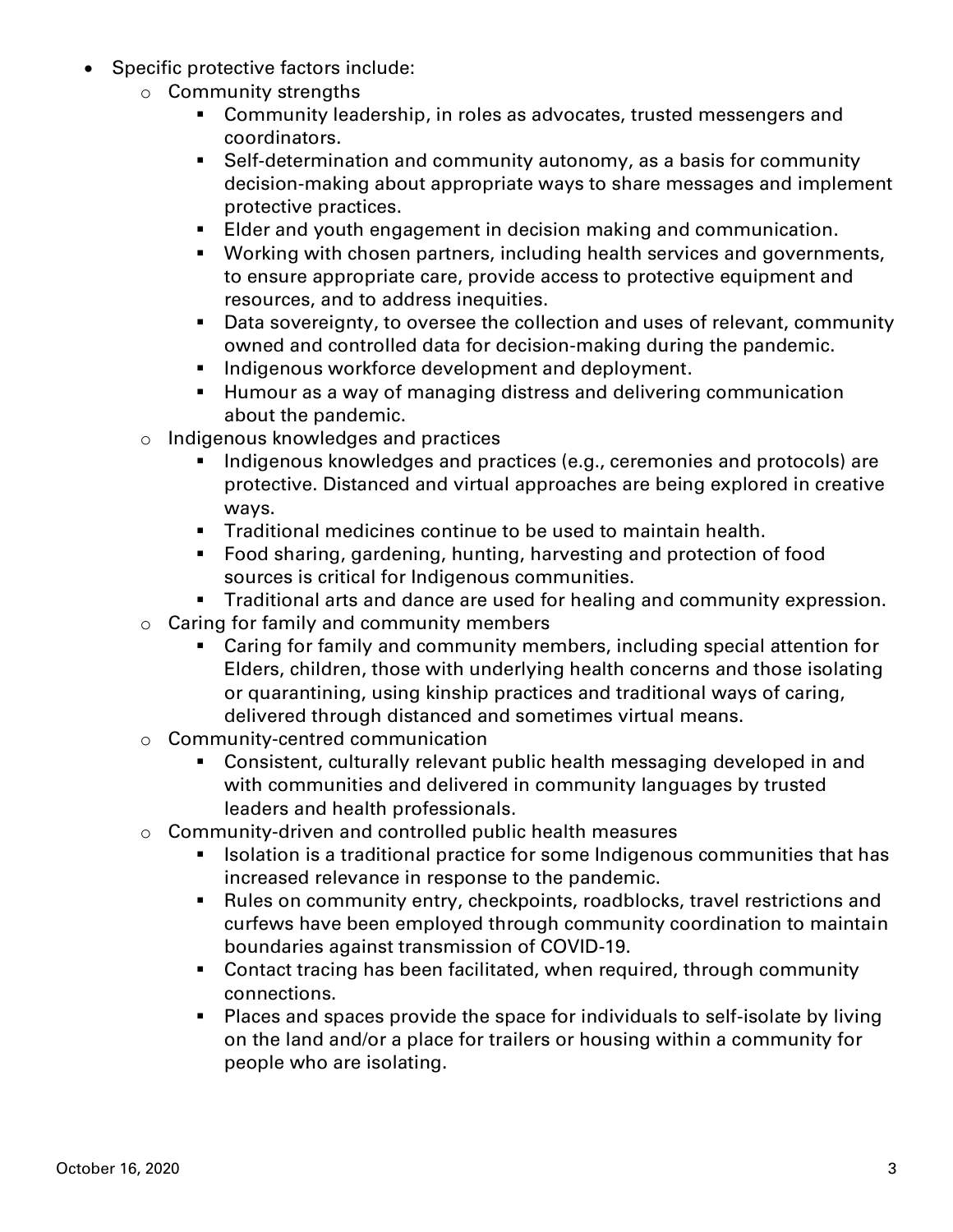- Specific protective factors include:
  - Community strengths
    - Community leadership, in roles as advocates, trusted messengers and coordinators.
    - Self-determination and community autonomy, as a basis for community decision-making about appropriate ways to share messages and implement protective practices.
    - Elder and youth engagement in decision making and communication.
    - Working with chosen partners, including health services and governments, to ensure appropriate care, provide access to protective equipment and resources, and to address inequities.
    - Data sovereignty, to oversee the collection and uses of relevant, community owned and controlled data for decision-making during the pandemic.
    - Indigenous workforce development and deployment.
    - Humour as a way of managing distress and delivering communication about the pandemic.
  - Indigenous knowledges and practices
    - Indigenous knowledges and practices (e.g., ceremonies and protocols) are protective. Distanced and virtual approaches are being explored in creative ways.
    - Traditional medicines continue to be used to maintain health.
    - Food sharing, gardening, hunting, harvesting and protection of food sources is critical for Indigenous communities.
    - Traditional arts and dance are used for healing and community expression.
  - Caring for family and community members
    - Caring for family and community members, including special attention for Elders, children, those with underlying health concerns and those isolating or quarantining, using kinship practices and traditional ways of caring, delivered through distanced and sometimes virtual means.
  - Community-centred communication
    - Consistent, culturally relevant public health messaging developed in and with communities and delivered in community languages by trusted leaders and health professionals.
  - Community-driven and controlled public health measures
    - Isolation is a traditional practice for some Indigenous communities that has increased relevance in response to the pandemic.
    - Rules on community entry, checkpoints, roadblocks, travel restrictions and curfews have been employed through community coordination to maintain boundaries against transmission of COVID-19.
    - Contact tracing has been facilitated, when required, through community connections.
    - Places and spaces provide the space for individuals to self-isolate by living on the land and/or a place for trailers or housing within a community for people who are isolating.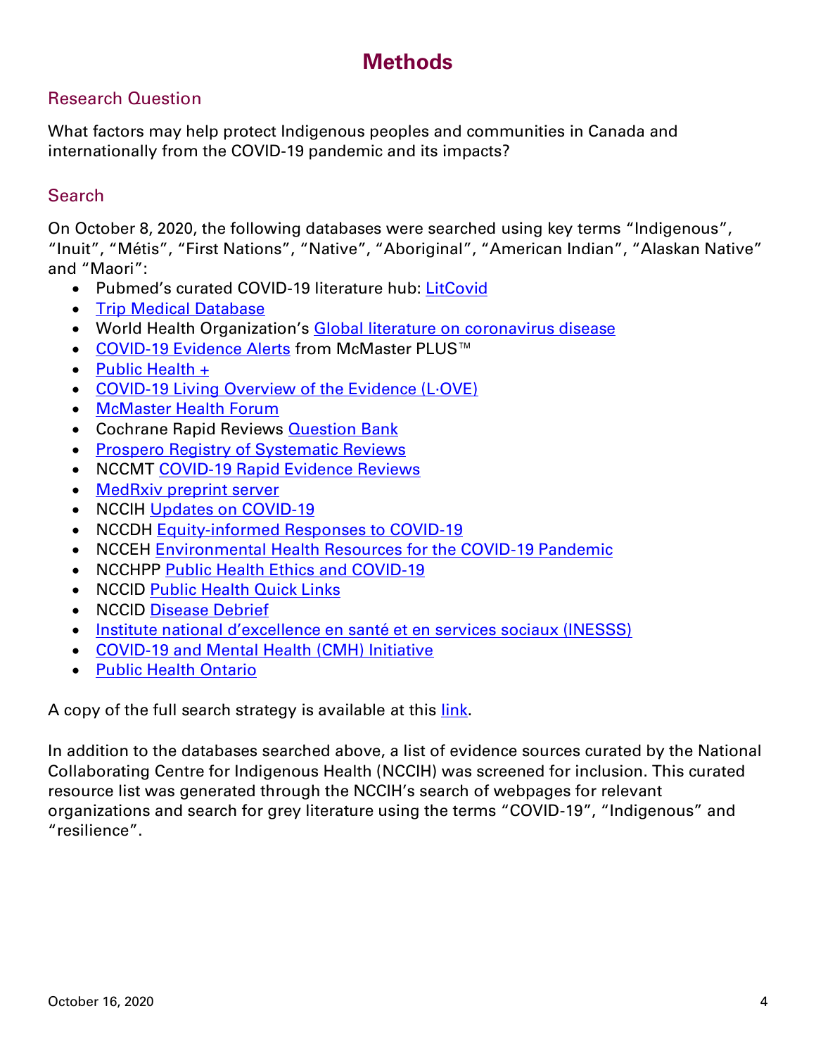# Methods

## Research Question

What factors may help protect Indigenous peoples and communities in Canada and internationally from the COVID-19 pandemic and its impacts?

## Search

On October 8, 2020, the following databases were searched using key terms "Indigenous", "Inuit", "Métis", "First Nations", "Native", "Aboriginal", "American Indian", "Alaskan Native" and "Maori":

- Pubmed's curated COVID-19 literature hub: LitCovid
- Trip Medical Database
- World Health Organization's Global literature on coronavirus disease
- COVID-19 Evidence Alerts from McMaster PLUS™
- Public Health +
- COVID-19 Living Overview of the Evidence (L·OVE)
- McMaster Health Forum
- Cochrane Rapid Reviews Question Bank
- Prospero Registry of Systematic Reviews
- NCCMT COVID-19 Rapid Evidence Reviews
- MedRxiv preprint server
- NCCIH Updates on COVID-19
- NCCDH Equity-informed Responses to COVID-19
- NCCEH Environmental Health Resources for the COVID-19 Pandemic
- NCCHPP Public Health Ethics and COVID-19
- NCCID Public Health Quick Links
- NCCID Disease Debrief
- Institute national d'excellence en santé et en services sociaux (INESSS)
- COVID-19 and Mental Health (CMH) Initiative
- Public Health Ontario

A copy of the full search strategy is available at this link.

In addition to the databases searched above, a list of evidence sources curated by the National Collaborating Centre for Indigenous Health (NCCIH) was screened for inclusion. This curated resource list was generated through the NCCIH's search of webpages for relevant organizations and search for grey literature using the terms "COVID-19", "Indigenous" and "resilience".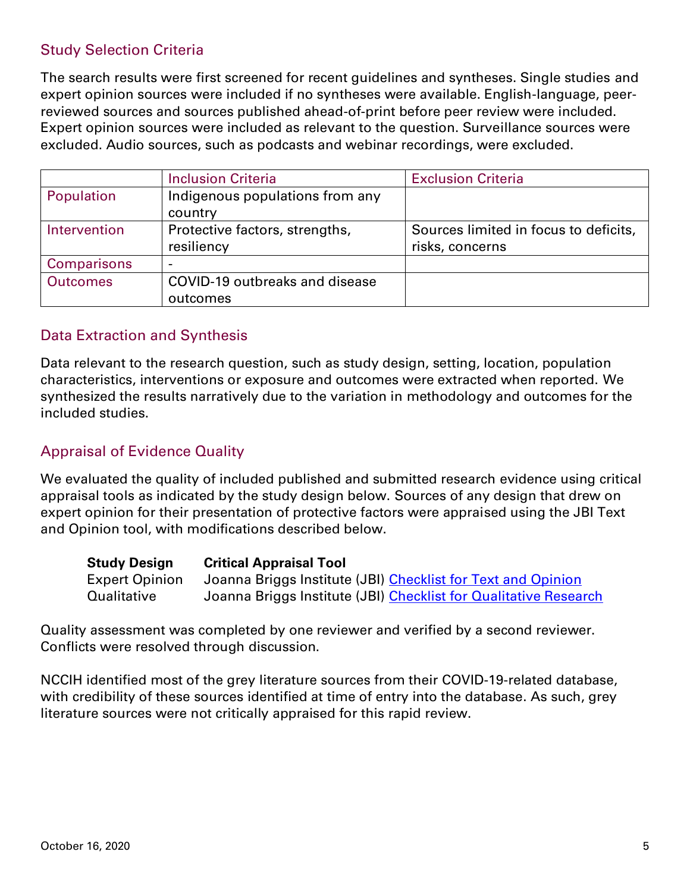## Study Selection Criteria

The search results were first screened for recent guidelines and syntheses. Single studies and expert opinion sources were included if no syntheses were available. English-language, peer-reviewed sources and sources published ahead-of-print before peer review were included. Expert opinion sources were included as relevant to the question. Surveillance sources were excluded. Audio sources, such as podcasts and webinar recordings, were excluded.

| | Inclusion Criteria | Exclusion Criteria |
|---|---|---|
| Population | Indigenous populations from any country | |
| Intervention | Protective factors, strengths, resiliency | Sources limited in focus to deficits, risks, concerns |
| Comparisons | - | |
| Outcomes | COVID-19 outbreaks and disease outcomes | |

## Data Extraction and Synthesis

Data relevant to the research question, such as study design, setting, location, population characteristics, interventions or exposure and outcomes were extracted when reported. We synthesized the results narratively due to the variation in methodology and outcomes for the included studies.

## Appraisal of Evidence Quality

We evaluated the quality of included published and submitted research evidence using critical appraisal tools as indicated by the study design below. Sources of any design that drew on expert opinion for their presentation of protective factors were appraised using the JBI Text and Opinion tool, with modifications described below.

| Study Design | Critical Appraisal Tool |
|---|---|
| Expert Opinion | Joanna Briggs Institute (JBI) Checklist for Text and Opinion |
| Qualitative | Joanna Briggs Institute (JBI) Checklist for Qualitative Research |

Quality assessment was completed by one reviewer and verified by a second reviewer. Conflicts were resolved through discussion.

NCCIH identified most of the grey literature sources from their COVID-19-related database, with credibility of these sources identified at time of entry into the database. As such, grey literature sources were not critically appraised for this rapid review.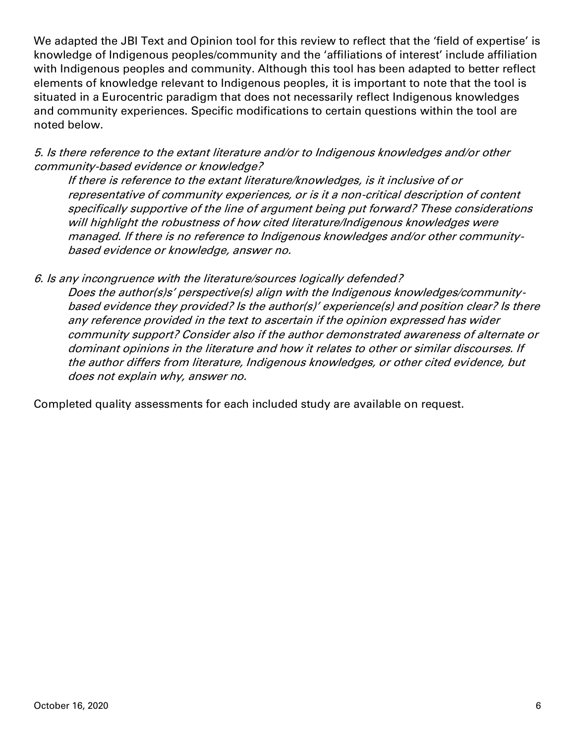We adapted the JBI Text and Opinion tool for this review to reflect that the 'field of expertise' is knowledge of Indigenous peoples/community and the 'affiliations of interest' include affiliation with Indigenous peoples and community. Although this tool has been adapted to better reflect elements of knowledge relevant to Indigenous peoples, it is important to note that the tool is situated in a Eurocentric paradigm that does not necessarily reflect Indigenous knowledges and community experiences. Specific modifications to certain questions within the tool are noted below.

*5. Is there reference to the extant literature and/or to Indigenous knowledges and/or other community-based evidence or knowledge?*

> *If there is reference to the extant literature/knowledges, is it inclusive of or representative of community experiences, or is it a non-critical description of content specifically supportive of the line of argument being put forward? These considerations will highlight the robustness of how cited literature/Indigenous knowledges were managed. If there is no reference to Indigenous knowledges and/or other community-based evidence or knowledge, answer no.*

*6. Is any incongruence with the literature/sources logically defended?*

> *Does the author(s)s' perspective(s) align with the Indigenous knowledges/community-based evidence they provided? Is the author(s)' experience(s) and position clear? Is there any reference provided in the text to ascertain if the opinion expressed has wider community support? Consider also if the author demonstrated awareness of alternate or dominant opinions in the literature and how it relates to other or similar discourses. If the author differs from literature, Indigenous knowledges, or other cited evidence, but does not explain why, answer no.*

Completed quality assessments for each included study are available on request.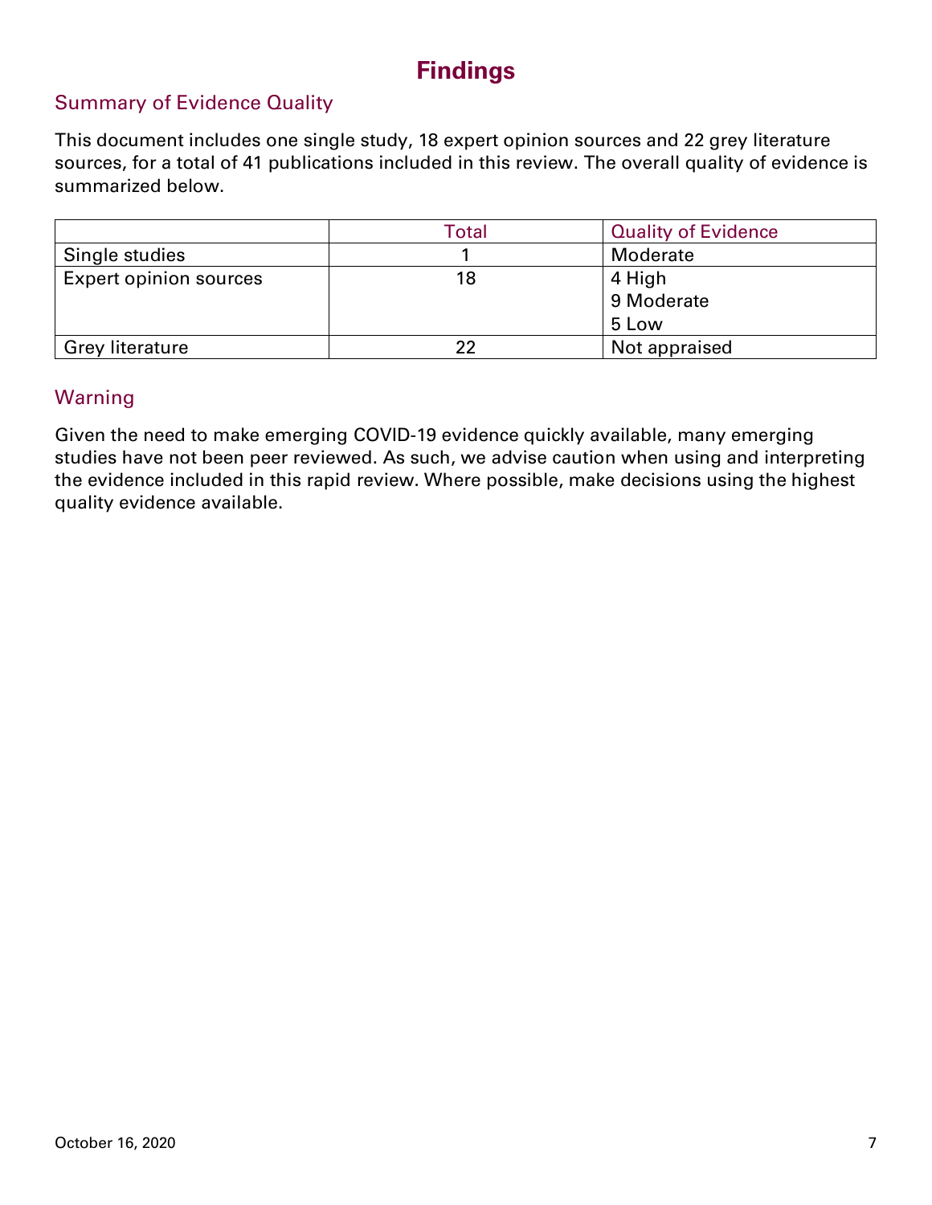# Findings

## Summary of Evidence Quality

This document includes one single study, 18 expert opinion sources and 22 grey literature sources, for a total of 41 publications included in this review. The overall quality of evidence is summarized below.

| | Total | Quality of Evidence |
|---|---|---|
| Single studies | 1 | Moderate |
| Expert opinion sources | 18 | 4 High<br>9 Moderate<br>5 Low |
| Grey literature | 22 | Not appraised |

## Warning

Given the need to make emerging COVID-19 evidence quickly available, many emerging studies have not been peer reviewed. As such, we advise caution when using and interpreting the evidence included in this rapid review. Where possible, make decisions using the highest quality evidence available.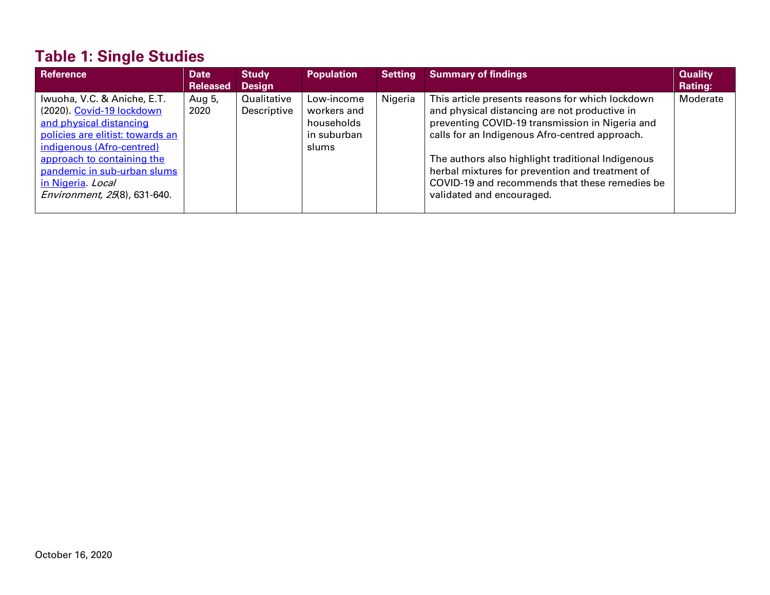## Table 1: Single Studies

| Reference | Date Released | Study Design | Population | Setting | Summary of findings | Quality Rating: |
|---|---|---|---|---|---|---|
| Iwuoha, V.C. & Aniche, E.T. (2020). [Covid-19 lockdown and physical distancing policies are elitist: towards an indigenous (Afro-centred) approach to containing the pandemic in sub-urban slums in Nigeria](). *Local Environment, 25*(8), 631-640. | Aug 5, 2020 | Qualitative Descriptive | Low-income workers and households in suburban slums | Nigeria | This article presents reasons for which lockdown and physical distancing are not productive in preventing COVID-19 transmission in Nigeria and calls for an Indigenous Afro-centred approach.<br><br>The authors also highlight traditional Indigenous herbal mixtures for prevention and treatment of COVID-19 and recommends that these remedies be validated and encouraged. | Moderate |

October 16, 2020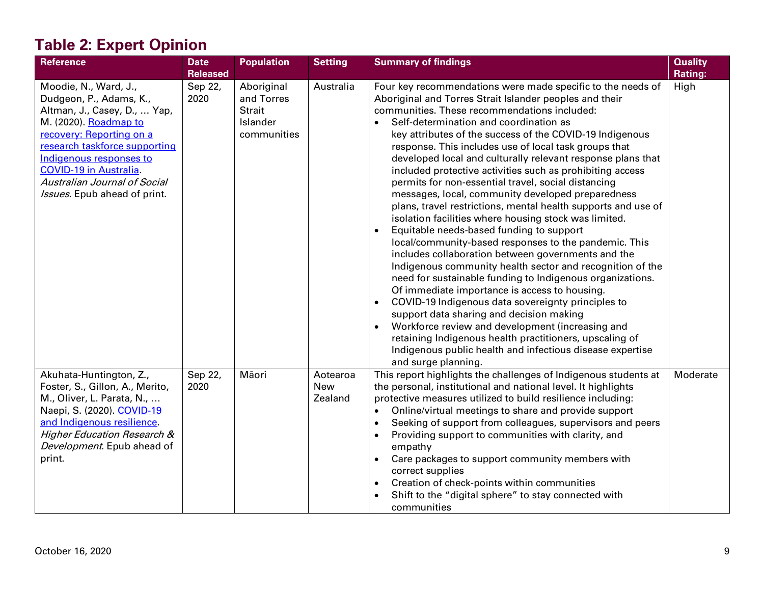## Table 2: Expert Opinion

| Reference | Date Released | Population | Setting | Summary of findings | Quality Rating: |
|---|---|---|---|---|---|
| Moodie, N., Ward, J., Dudgeon, P., Adams, K., Altman, J., Casey, D., … Yap, M. (2020). [Roadmap to recovery: Reporting on a research taskforce supporting Indigenous responses to COVID-19 in Australia](). *Australian Journal of Social Issues*. Epub ahead of print. | Sep 22, 2020 | Aboriginal and Torres Strait Islander communities | Australia | Four key recommendations were made specific to the needs of Aboriginal and Torres Strait Islander peoples and their communities. These recommendations included:<br>• Self-determination and coordination as key attributes of the success of the COVID-19 Indigenous response. This includes use of local task groups that developed local and culturally relevant response plans that included protective activities such as prohibiting access permits for non-essential travel, social distancing messages, local, community developed preparedness plans, travel restrictions, mental health supports and use of isolation facilities where housing stock was limited.<br>• Equitable needs-based funding to support local/community-based responses to the pandemic. This includes collaboration between governments and the Indigenous community health sector and recognition of the need for sustainable funding to Indigenous organizations. Of immediate importance is access to housing.<br>• COVID-19 Indigenous data sovereignty principles to support data sharing and decision making<br>• Workforce review and development (increasing and retaining Indigenous health practitioners, upscaling of Indigenous public health and infectious disease expertise and surge planning. | High |
| Akuhata-Huntington, Z., Foster, S., Gillon, A., Merito, M., Oliver, L. Parata, N., … Naepi, S. (2020). [COVID-19 and Indigenous resilience](). *Higher Education Research & Development*. Epub ahead of print. | Sep 22, 2020 | Māori | Aotearoa New Zealand | This report highlights the challenges of Indigenous students at the personal, institutional and national level. It highlights protective measures utilized to build resilience including:<br>• Online/virtual meetings to share and provide support<br>• Seeking of support from colleagues, supervisors and peers<br>• Providing support to communities with clarity, and empathy<br>• Care packages to support community members with correct supplies<br>• Creation of check-points within communities<br>• Shift to the "digital sphere" to stay connected with communities | Moderate |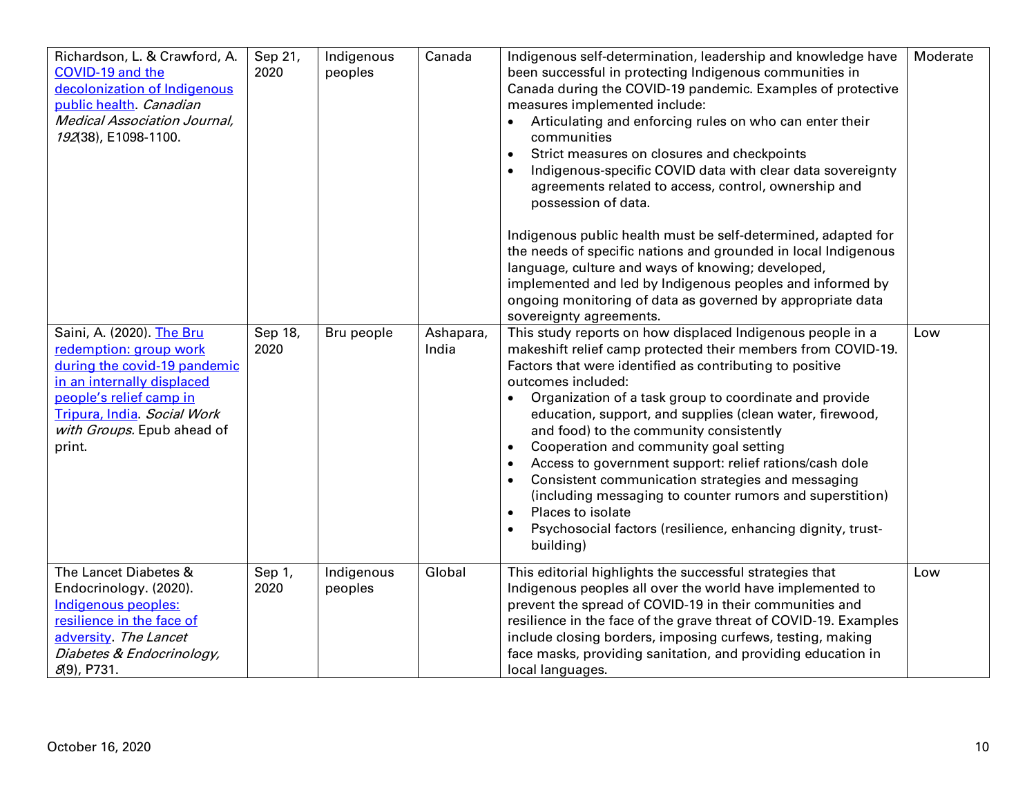| | | | | | |
|---|---|---|---|---|---|
| Richardson, L. & Crawford, A. [COVID-19 and the decolonization of Indigenous public health](). *Canadian Medical Association Journal, 192*(38), E1098-1100. | Sep 21, 2020 | Indigenous peoples | Canada | Indigenous self-determination, leadership and knowledge have been successful in protecting Indigenous communities in Canada during the COVID-19 pandemic. Examples of protective measures implemented include:<br>• Articulating and enforcing rules on who can enter their communities<br>• Strict measures on closures and checkpoints<br>• Indigenous-specific COVID data with clear data sovereignty agreements related to access, control, ownership and possession of data.<br><br>Indigenous public health must be self-determined, adapted for the needs of specific nations and grounded in local Indigenous language, culture and ways of knowing; developed, implemented and led by Indigenous peoples and informed by ongoing monitoring of data as governed by appropriate data sovereignty agreements. | Moderate |
| Saini, A. (2020). [The Bru redemption: group work during the covid-19 pandemic in an internally displaced people's relief camp in Tripura, India](). *Social Work with Groups*. Epub ahead of print. | Sep 18, 2020 | Bru people | Ashapara, India | This study reports on how displaced Indigenous people in a makeshift relief camp protected their members from COVID-19. Factors that were identified as contributing to positive outcomes included:<br>• Organization of a task group to coordinate and provide education, support, and supplies (clean water, firewood, and food) to the community consistently<br>• Cooperation and community goal setting<br>• Access to government support: relief rations/cash dole<br>• Consistent communication strategies and messaging (including messaging to counter rumors and superstition)<br>• Places to isolate<br>• Psychosocial factors (resilience, enhancing dignity, trust-building) | Low |
| The Lancet Diabetes & Endocrinology. (2020). [Indigenous peoples: resilience in the face of adversity](). *The Lancet Diabetes & Endocrinology, 8*(9), P731. | Sep 1, 2020 | Indigenous peoples | Global | This editorial highlights the successful strategies that Indigenous peoples all over the world have implemented to prevent the spread of COVID-19 in their communities and resilience in the face of the grave threat of COVID-19. Examples include closing borders, imposing curfews, testing, making face masks, providing sanitation, and providing education in local languages. | Low |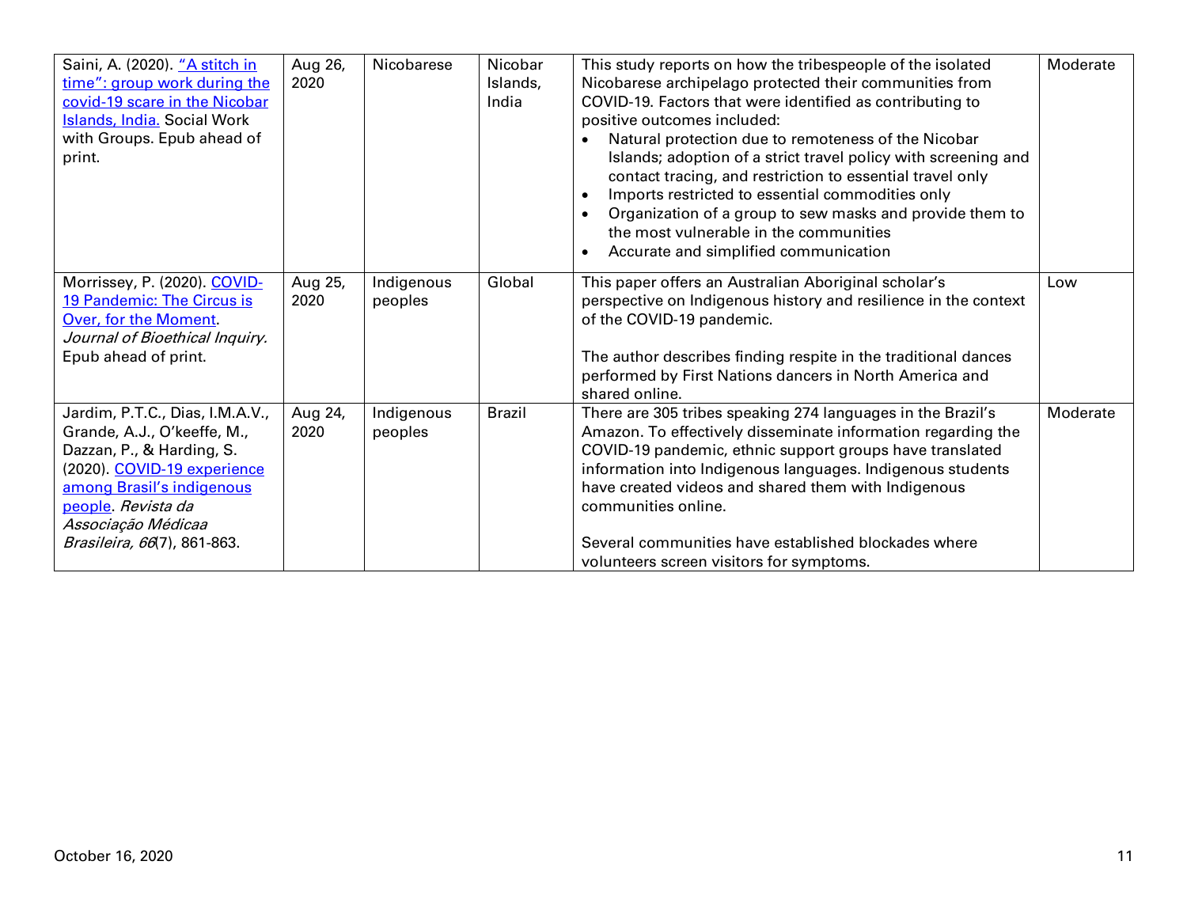| | | | | | |
|---|---|---|---|---|---|
| Saini, A. (2020). "A stitch in time": group work during the covid-19 scare in the Nicobar Islands, India. Social Work with Groups. Epub ahead of print. | Aug 26, 2020 | Nicobarese | Nicobar Islands, India | This study reports on how the tribespeople of the isolated Nicobarese archipelago protected their communities from COVID-19. Factors that were identified as contributing to positive outcomes included:<br>• Natural protection due to remoteness of the Nicobar Islands; adoption of a strict travel policy with screening and contact tracing, and restriction to essential travel only<br>• Imports restricted to essential commodities only<br>• Organization of a group to sew masks and provide them to the most vulnerable in the communities<br>• Accurate and simplified communication | Moderate |
| Morrissey, P. (2020). COVID-19 Pandemic: The Circus is Over, for the Moment. *Journal of Bioethical Inquiry.* Epub ahead of print. | Aug 25, 2020 | Indigenous peoples | Global | This paper offers an Australian Aboriginal scholar's perspective on Indigenous history and resilience in the context of the COVID-19 pandemic.<br><br>The author describes finding respite in the traditional dances performed by First Nations dancers in North America and shared online. | Low |
| Jardim, P.T.C., Dias, I.M.A.V., Grande, A.J., O'keeffe, M., Dazzan, P., & Harding, S. (2020). COVID-19 experience among Brasil's indigenous people. *Revista da Associação Médicaa Brasileira, 66*(7), 861-863. | Aug 24, 2020 | Indigenous peoples | Brazil | There are 305 tribes speaking 274 languages in the Brazil's Amazon. To effectively disseminate information regarding the COVID-19 pandemic, ethnic support groups have translated information into Indigenous languages. Indigenous students have created videos and shared them with Indigenous communities online.<br><br>Several communities have established blockades where volunteers screen visitors for symptoms. | Moderate |

October 16, 2020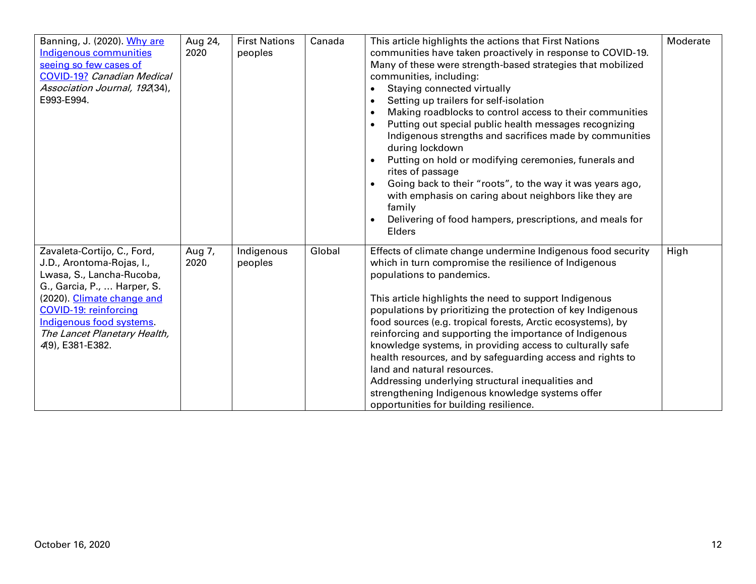| | | | | | |
|---|---|---|---|---|---|
| Banning, J. (2020). Why are Indigenous communities seeing so few cases of COVID-19? *Canadian Medical Association Journal, 192*(34), E993-E994. | Aug 24, 2020 | First Nations peoples | Canada | This article highlights the actions that First Nations communities have taken proactively in response to COVID-19. Many of these were strength-based strategies that mobilized communities, including:<br>• Staying connected virtually<br>• Setting up trailers for self-isolation<br>• Making roadblocks to control access to their communities<br>• Putting out special public health messages recognizing Indigenous strengths and sacrifices made by communities during lockdown<br>• Putting on hold or modifying ceremonies, funerals and rites of passage<br>• Going back to their "roots", to the way it was years ago, with emphasis on caring about neighbors like they are family<br>• Delivering of food hampers, prescriptions, and meals for Elders | Moderate |
| Zavaleta-Cortijo, C., Ford, J.D., Arontoma-Rojas, I., Lwasa, S., Lancha-Rucoba, G., Garcia, P., ... Harper, S. (2020). Climate change and COVID-19: reinforcing Indigenous food systems. *The Lancet Planetary Health, 4*(9), E381-E382. | Aug 7, 2020 | Indigenous peoples | Global | Effects of climate change undermine Indigenous food security which in turn compromise the resilience of Indigenous populations to pandemics.<br><br>This article highlights the need to support Indigenous populations by prioritizing the protection of key Indigenous food sources (e.g. tropical forests, Arctic ecosystems), by reinforcing and supporting the importance of Indigenous knowledge systems, in providing access to culturally safe health resources, and by safeguarding access and rights to land and natural resources.<br>Addressing underlying structural inequalities and strengthening Indigenous knowledge systems offer opportunities for building resilience. | High |

October 16, 2020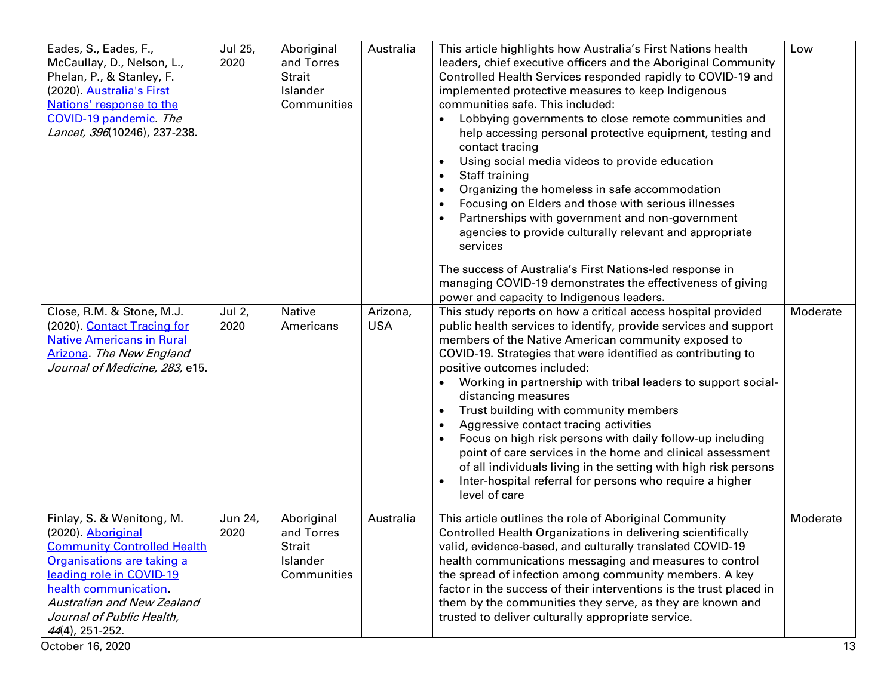| | | | | | |
|---|---|---|---|---|---|
| Eades, S., Eades, F., McCaullay, D., Nelson, L., Phelan, P., & Stanley, F. (2020). Australia's First Nations' response to the COVID-19 pandemic. *The Lancet, 396*(10246), 237-238. | Jul 25, 2020 | Aboriginal and Torres Strait Islander Communities | Australia | This article highlights how Australia's First Nations health leaders, chief executive officers and the Aboriginal Community Controlled Health Services responded rapidly to COVID-19 and implemented protective measures to keep Indigenous communities safe. This included:<br>• Lobbying governments to close remote communities and help accessing personal protective equipment, testing and contact tracing<br>• Using social media videos to provide education<br>• Staff training<br>• Organizing the homeless in safe accommodation<br>• Focusing on Elders and those with serious illnesses<br>• Partnerships with government and non-government agencies to provide culturally relevant and appropriate services<br><br>The success of Australia's First Nations-led response in managing COVID-19 demonstrates the effectiveness of giving power and capacity to Indigenous leaders. | Low |
| Close, R.M. & Stone, M.J. (2020). Contact Tracing for Native Americans in Rural Arizona. *The New England Journal of Medicine, 283,* e15. | Jul 2, 2020 | Native Americans | Arizona, USA | This study reports on how a critical access hospital provided public health services to identify, provide services and support members of the Native American community exposed to COVID-19. Strategies that were identified as contributing to positive outcomes included:<br>• Working in partnership with tribal leaders to support social-distancing measures<br>• Trust building with community members<br>• Aggressive contact tracing activities<br>• Focus on high risk persons with daily follow-up including point of care services in the home and clinical assessment of all individuals living in the setting with high risk persons<br>• Inter-hospital referral for persons who require a higher level of care | Moderate |
| Finlay, S. & Wenitong, M. (2020). Aboriginal Community Controlled Health Organisations are taking a leading role in COVID-19 health communication. *Australian and New Zealand Journal of Public Health, 44*(4), 251-252. | Jun 24, 2020 | Aboriginal and Torres Strait Islander Communities | Australia | This article outlines the role of Aboriginal Community Controlled Health Organizations in delivering scientifically valid, evidence-based, and culturally translated COVID-19 health communications messaging and measures to control the spread of infection among community members. A key factor in the success of their interventions is the trust placed in them by the communities they serve, as they are known and trusted to deliver culturally appropriate service. | Moderate |

October 16, 2020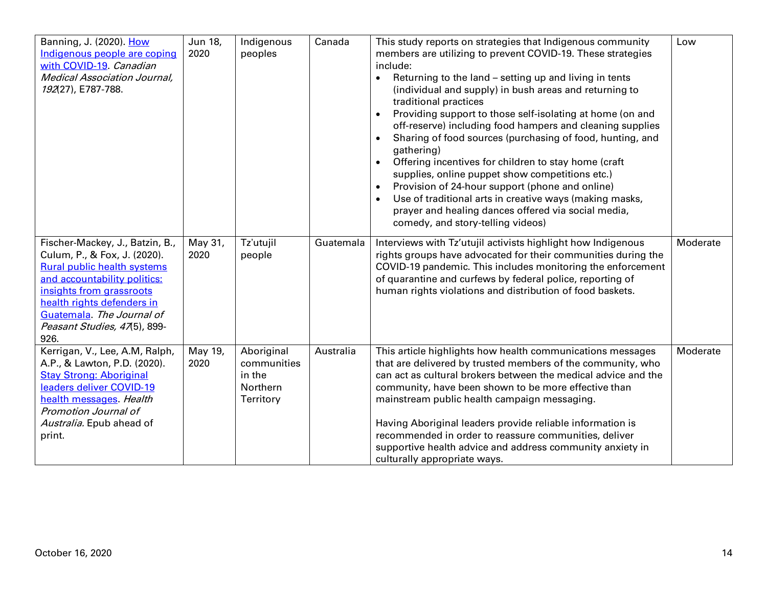| | | | | | |
|---|---|---|---|---|---|
| Banning, J. (2020). [How Indigenous people are coping with COVID-19]. *Canadian Medical Association Journal, 192*(27), E787-788. | Jun 18, 2020 | Indigenous peoples | Canada | This study reports on strategies that Indigenous community members are utilizing to prevent COVID-19. These strategies include:<br>• Returning to the land – setting up and living in tents (individual and supply) in bush areas and returning to traditional practices<br>• Providing support to those self-isolating at home (on and off-reserve) including food hampers and cleaning supplies<br>• Sharing of food sources (purchasing of food, hunting, and gathering)<br>• Offering incentives for children to stay home (craft supplies, online puppet show competitions etc.)<br>• Provision of 24-hour support (phone and online)<br>• Use of traditional arts in creative ways (making masks, prayer and healing dances offered via social media, comedy, and story-telling videos) | Low |
| Fischer-Mackey, J., Batzin, B., Culum, P., & Fox, J. (2020). [Rural public health systems and accountability politics: insights from grassroots health rights defenders in Guatemala]. *The Journal of Peasant Studies, 47*(5), 899-926. | May 31, 2020 | Tz'utujil people | Guatemala | Interviews with Tz'utujil activists highlight how Indigenous rights groups have advocated for their communities during the COVID-19 pandemic. This includes monitoring the enforcement of quarantine and curfews by federal police, reporting of human rights violations and distribution of food baskets. | Moderate |
| Kerrigan, V., Lee, A.M, Ralph, A.P., & Lawton, P.D. (2020). [Stay Strong: Aboriginal leaders deliver COVID-19 health messages]. *Health Promotion Journal of Australia.* Epub ahead of print. | May 19, 2020 | Aboriginal communities in the Northern Territory | Australia | This article highlights how health communications messages that are delivered by trusted members of the community, who can act as cultural brokers between the medical advice and the community, have been shown to be more effective than mainstream public health campaign messaging.<br><br>Having Aboriginal leaders provide reliable information is recommended in order to reassure communities, deliver supportive health advice and address community anxiety in culturally appropriate ways. | Moderate |

October 16, 2020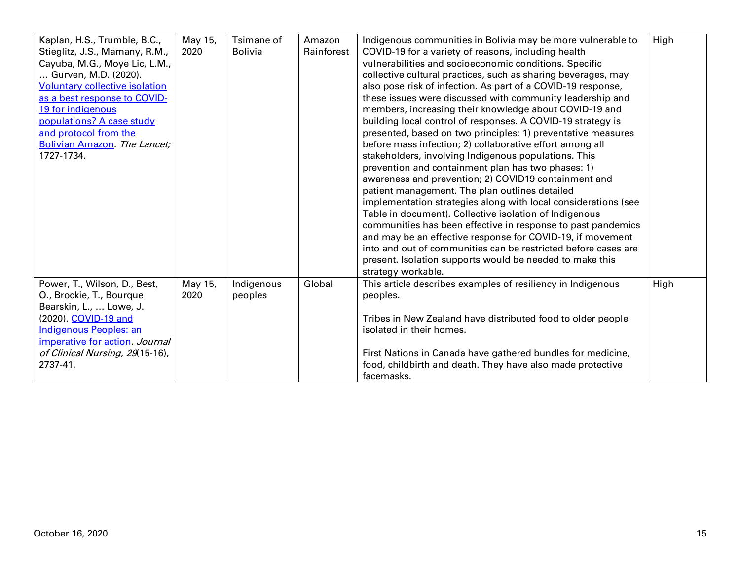| | | | | | |
|---|---|---|---|---|---|
| Kaplan, H.S., Trumble, B.C., Stieglitz, J.S., Mamany, R.M., Cayuba, M.G., Moye Lic, L.M., … Gurven, M.D. (2020). Voluntary collective isolation as a best response to COVID-19 for indigenous populations? A case study and protocol from the Bolivian Amazon. *The Lancet;* 1727-1734. | May 15, 2020 | Tsimane of Bolivia | Amazon Rainforest | Indigenous communities in Bolivia may be more vulnerable to COVID-19 for a variety of reasons, including health vulnerabilities and socioeconomic conditions. Specific collective cultural practices, such as sharing beverages, may also pose risk of infection. As part of a COVID-19 response, these issues were discussed with community leadership and members, increasing their knowledge about COVID-19 and building local control of responses. A COVID-19 strategy is presented, based on two principles: 1) preventative measures before mass infection; 2) collaborative effort among all stakeholders, involving Indigenous populations. This prevention and containment plan has two phases: 1) awareness and prevention; 2) COVID19 containment and patient management. The plan outlines detailed implementation strategies along with local considerations (see Table in document). Collective isolation of Indigenous communities has been effective in response to past pandemics and may be an effective response for COVID-19, if movement into and out of communities can be restricted before cases are present. Isolation supports would be needed to make this strategy workable. | High |
| Power, T., Wilson, D., Best, O., Brockie, T., Bourque Bearskin, L., … Lowe, J. (2020). COVID-19 and Indigenous Peoples: an imperative for action. *Journal of Clinical Nursing, 29*(15-16), 2737-41. | May 15, 2020 | Indigenous peoples | Global | This article describes examples of resiliency in Indigenous peoples.<br><br>Tribes in New Zealand have distributed food to older people isolated in their homes.<br><br>First Nations in Canada have gathered bundles for medicine, food, childbirth and death. They have also made protective facemasks. | High |

October 16, 2020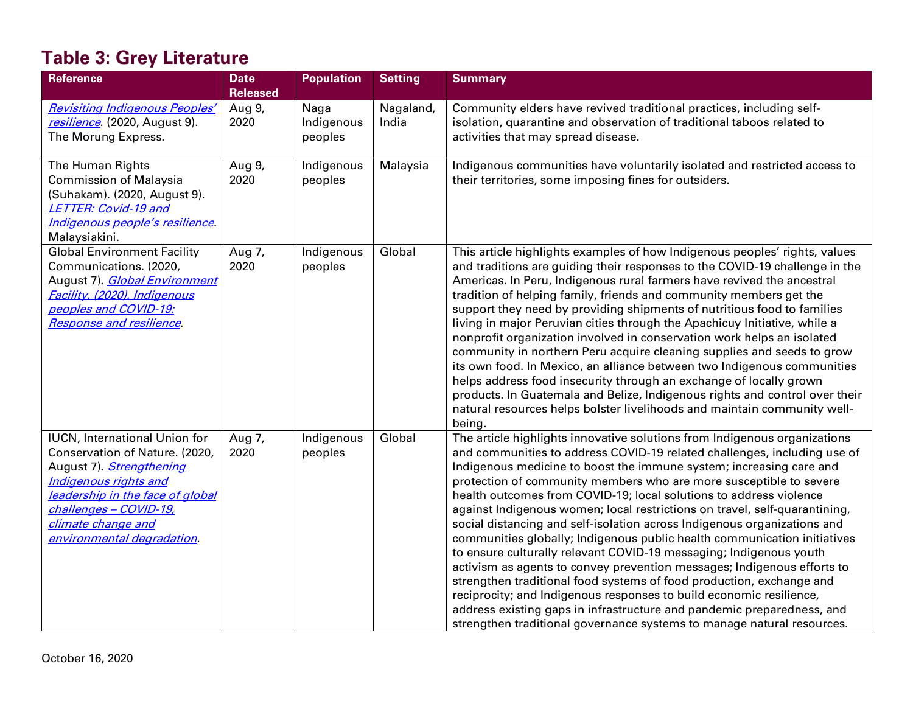## Table 3: Grey Literature

| Reference | Date Released | Population | Setting | Summary |
|---|---|---|---|---|
| *Revisiting Indigenous Peoples' resilience*. (2020, August 9). The Morung Express. | Aug 9, 2020 | Naga Indigenous peoples | Nagaland, India | Community elders have revived traditional practices, including self-isolation, quarantine and observation of traditional taboos related to activities that may spread disease. |
| The Human Rights Commission of Malaysia (Suhakam). (2020, August 9). *LETTER: Covid-19 and Indigenous people's resilience*. Malaysiakini. | Aug 9, 2020 | Indigenous peoples | Malaysia | Indigenous communities have voluntarily isolated and restricted access to their territories, some imposing fines for outsiders. |
| Global Environment Facility Communications. (2020, August 7). *Global Environment Facility. (2020). Indigenous peoples and COVID-19: Response and resilience*. | Aug 7, 2020 | Indigenous peoples | Global | This article highlights examples of how Indigenous peoples' rights, values and traditions are guiding their responses to the COVID-19 challenge in the Americas. In Peru, Indigenous rural farmers have revived the ancestral tradition of helping family, friends and community members get the support they need by providing shipments of nutritious food to families living in major Peruvian cities through the Apachicuy Initiative, while a nonprofit organization involved in conservation work helps an isolated community in northern Peru acquire cleaning supplies and seeds to grow its own food. In Mexico, an alliance between two Indigenous communities helps address food insecurity through an exchange of locally grown products. In Guatemala and Belize, Indigenous rights and control over their natural resources helps bolster livelihoods and maintain community well-being. |
| IUCN, International Union for Conservation of Nature. (2020, August 7). *Strengthening Indigenous rights and leadership in the face of global challenges – COVID-19, climate change and environmental degradation*. | Aug 7, 2020 | Indigenous peoples | Global | The article highlights innovative solutions from Indigenous organizations and communities to address COVID-19 related challenges, including use of Indigenous medicine to boost the immune system; increasing care and protection of community members who are more susceptible to severe health outcomes from COVID-19; local solutions to address violence against Indigenous women; local restrictions on travel, self-quarantining, social distancing and self-isolation across Indigenous organizations and communities globally; Indigenous public health communication initiatives to ensure culturally relevant COVID-19 messaging; Indigenous youth activism as agents to convey prevention messages; Indigenous efforts to strengthen traditional food systems of food production, exchange and reciprocity; and Indigenous responses to build economic resilience, address existing gaps in infrastructure and pandemic preparedness, and strengthen traditional governance systems to manage natural resources. |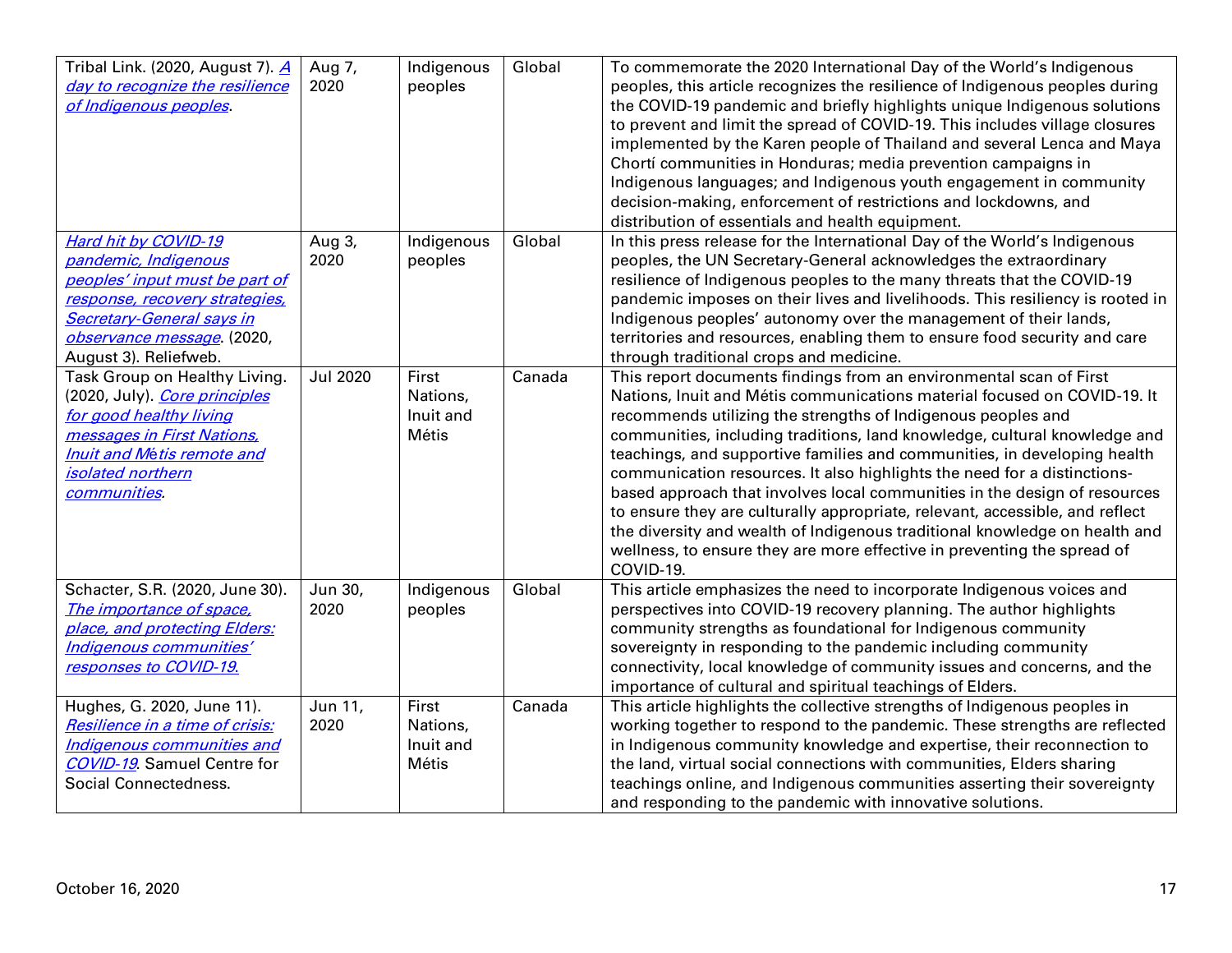| | | | | |
|---|---|---|---|---|
| Tribal Link. (2020, August 7). *A day to recognize the resilience of Indigenous peoples*. | Aug 7, 2020 | Indigenous peoples | Global | To commemorate the 2020 International Day of the World's Indigenous peoples, this article recognizes the resilience of Indigenous peoples during the COVID-19 pandemic and briefly highlights unique Indigenous solutions to prevent and limit the spread of COVID-19. This includes village closures implemented by the Karen people of Thailand and several Lenca and Maya Chortí communities in Honduras; media prevention campaigns in Indigenous languages; and Indigenous youth engagement in community decision-making, enforcement of restrictions and lockdowns, and distribution of essentials and health equipment. |
| *Hard hit by COVID-19 pandemic, Indigenous peoples' input must be part of response, recovery strategies, Secretary-General says in observance message*. (2020, August 3). Reliefweb. | Aug 3, 2020 | Indigenous peoples | Global | In this press release for the International Day of the World's Indigenous peoples, the UN Secretary-General acknowledges the extraordinary resilience of Indigenous peoples to the many threats that the COVID-19 pandemic imposes on their lives and livelihoods. This resiliency is rooted in Indigenous peoples' autonomy over the management of their lands, territories and resources, enabling them to ensure food security and care through traditional crops and medicine. |
| Task Group on Healthy Living. (2020, July). *Core principles for good healthy living messages in First Nations, Inuit and Métis remote and isolated northern communities*. | Jul 2020 | First Nations, Inuit and Métis | Canada | This report documents findings from an environmental scan of First Nations, Inuit and Métis communications material focused on COVID-19. It recommends utilizing the strengths of Indigenous peoples and communities, including traditions, land knowledge, cultural knowledge and teachings, and supportive families and communities, in developing health communication resources. It also highlights the need for a distinctions-based approach that involves local communities in the design of resources to ensure they are culturally appropriate, relevant, accessible, and reflect the diversity and wealth of Indigenous traditional knowledge on health and wellness, to ensure they are more effective in preventing the spread of COVID-19. |
| Schacter, S.R. (2020, June 30). *The importance of space, place, and protecting Elders: Indigenous communities' responses to COVID-19*. | Jun 30, 2020 | Indigenous peoples | Global | This article emphasizes the need to incorporate Indigenous voices and perspectives into COVID-19 recovery planning. The author highlights community strengths as foundational for Indigenous community sovereignty in responding to the pandemic including community connectivity, local knowledge of community issues and concerns, and the importance of cultural and spiritual teachings of Elders. |
| Hughes, G. 2020, June 11). *Resilience in a time of crisis: Indigenous communities and COVID-19*. Samuel Centre for Social Connectedness. | Jun 11, 2020 | First Nations, Inuit and Métis | Canada | This article highlights the collective strengths of Indigenous peoples in working together to respond to the pandemic. These strengths are reflected in Indigenous community knowledge and expertise, their reconnection to the land, virtual social connections with communities, Elders sharing teachings online, and Indigenous communities asserting their sovereignty and responding to the pandemic with innovative solutions. |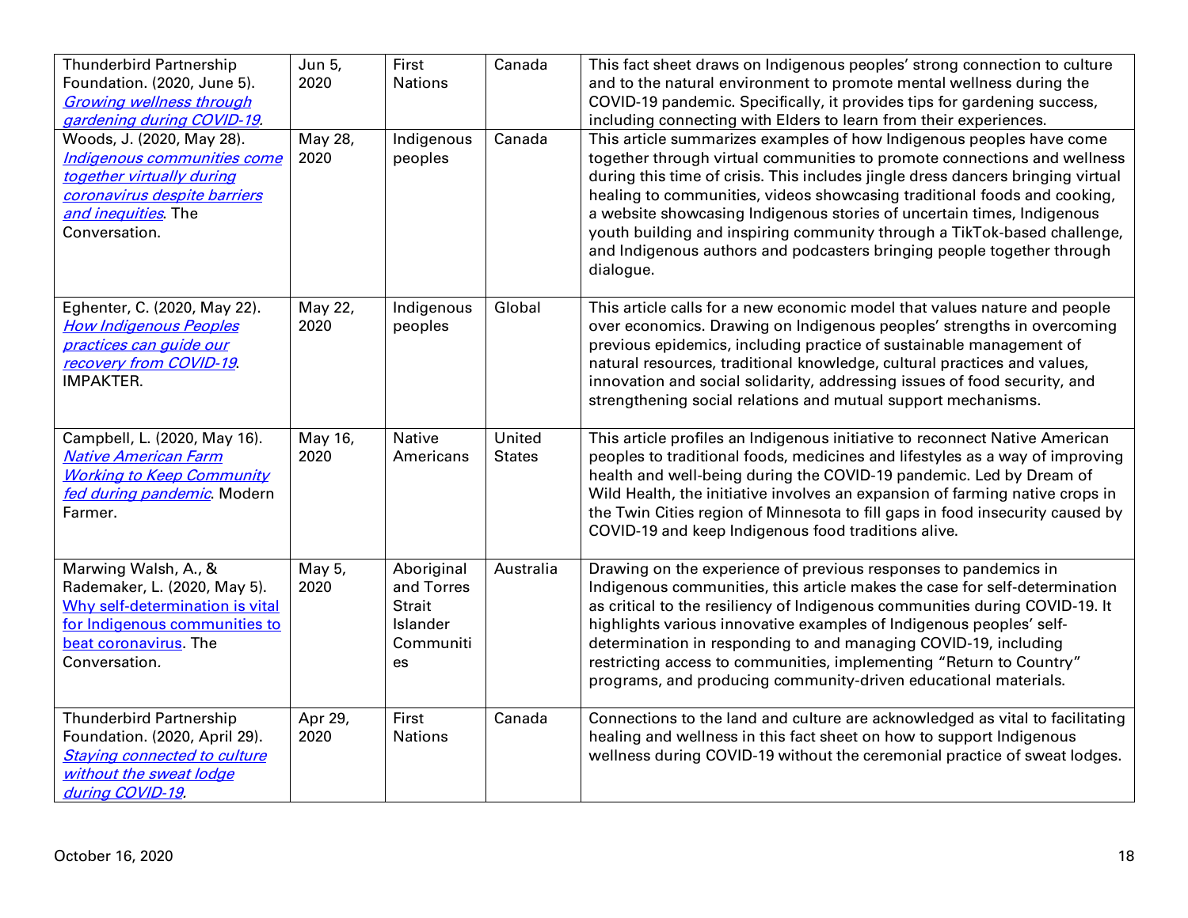| | | | | |
|---|---|---|---|---|
| Thunderbird Partnership Foundation. (2020, June 5). *Growing wellness through gardening during COVID-19*. | Jun 5, 2020 | First Nations | Canada | This fact sheet draws on Indigenous peoples' strong connection to culture and to the natural environment to promote mental wellness during the COVID-19 pandemic. Specifically, it provides tips for gardening success, including connecting with Elders to learn from their experiences. |
| Woods, J. (2020, May 28). *Indigenous communities come together virtually during coronavirus despite barriers and inequities*. The Conversation. | May 28, 2020 | Indigenous peoples | Canada | This article summarizes examples of how Indigenous peoples have come together through virtual communities to promote connections and wellness during this time of crisis. This includes jingle dress dancers bringing virtual healing to communities, videos showcasing traditional foods and cooking, a website showcasing Indigenous stories of uncertain times, Indigenous youth building and inspiring community through a TikTok-based challenge, and Indigenous authors and podcasters bringing people together through dialogue. |
| Eghenter, C. (2020, May 22). *How Indigenous Peoples practices can guide our recovery from COVID-19*. IMPAKTER. | May 22, 2020 | Indigenous peoples | Global | This article calls for a new economic model that values nature and people over economics. Drawing on Indigenous peoples' strengths in overcoming previous epidemics, including practice of sustainable management of natural resources, traditional knowledge, cultural practices and values, innovation and social solidarity, addressing issues of food security, and strengthening social relations and mutual support mechanisms. |
| Campbell, L. (2020, May 16). *Native American Farm Working to Keep Community fed during pandemic*. Modern Farmer. | May 16, 2020 | Native Americans | United States | This article profiles an Indigenous initiative to reconnect Native American peoples to traditional foods, medicines and lifestyles as a way of improving health and well-being during the COVID-19 pandemic. Led by Dream of Wild Health, the initiative involves an expansion of farming native crops in the Twin Cities region of Minnesota to fill gaps in food insecurity caused by COVID-19 and keep Indigenous food traditions alive. |
| Marwing Walsh, A., & Rademaker, L. (2020, May 5). Why self-determination is vital for Indigenous communities to beat coronavirus. The Conversation. | May 5, 2020 | Aboriginal and Torres Strait Islander Communities | Australia | Drawing on the experience of previous responses to pandemics in Indigenous communities, this article makes the case for self-determination as critical to the resiliency of Indigenous communities during COVID-19. It highlights various innovative examples of Indigenous peoples' self-determination in responding to and managing COVID-19, including restricting access to communities, implementing "Return to Country" programs, and producing community-driven educational materials. |
| Thunderbird Partnership Foundation. (2020, April 29). *Staying connected to culture without the sweat lodge during COVID-19*. | Apr 29, 2020 | First Nations | Canada | Connections to the land and culture are acknowledged as vital to facilitating healing and wellness in this fact sheet on how to support Indigenous wellness during COVID-19 without the ceremonial practice of sweat lodges. |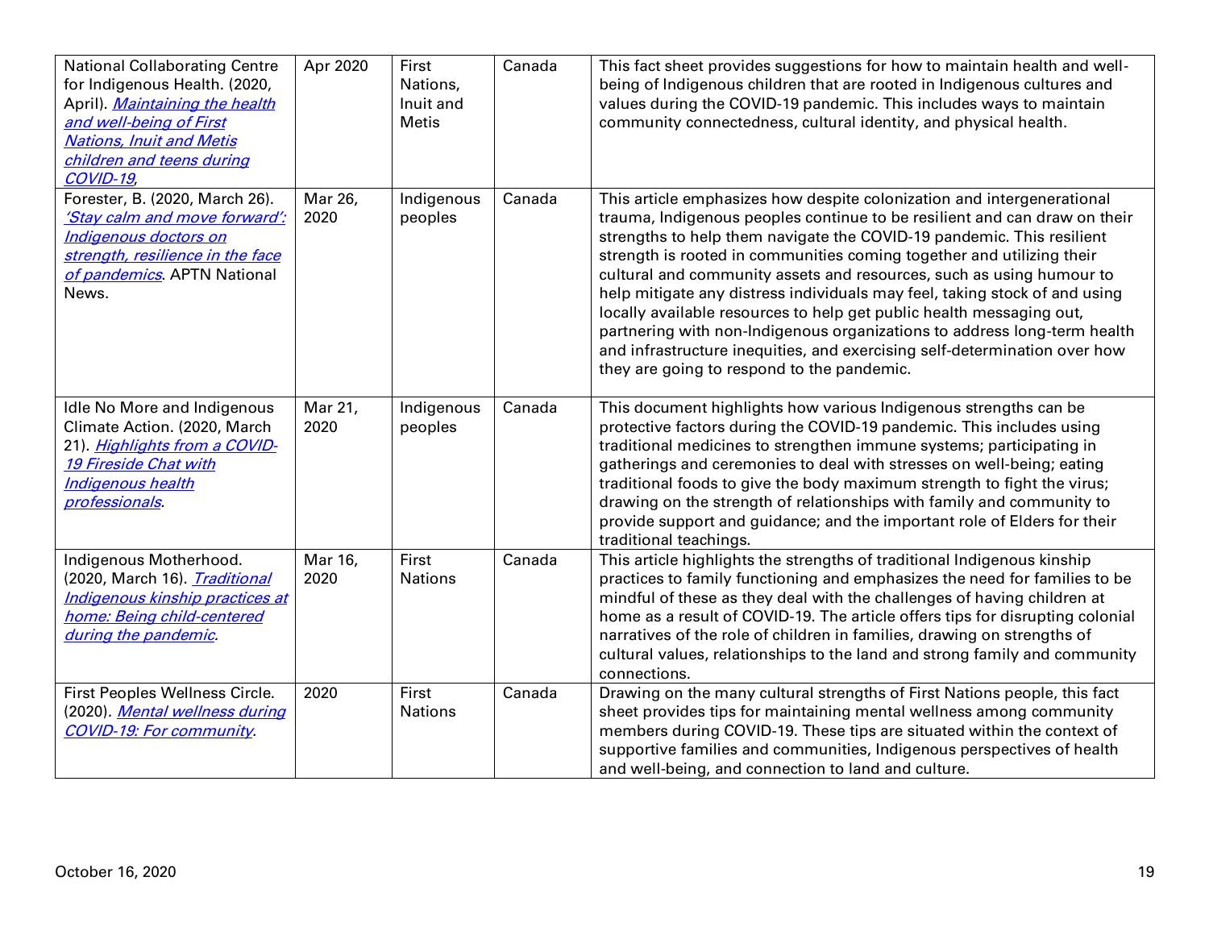| National Collaborating Centre for Indigenous Health. (2020, April). *Maintaining the health and well-being of First Nations, Inuit and Metis children and teens during COVID-19*. | Apr 2020 | First Nations, Inuit and Metis | Canada | This fact sheet provides suggestions for how to maintain health and well-being of Indigenous children that are rooted in Indigenous cultures and values during the COVID-19 pandemic. This includes ways to maintain community connectedness, cultural identity, and physical health. |
|---|---|---|---|---|
| Forester, B. (2020, March 26). *'Stay calm and move forward': Indigenous doctors on strength, resilience in the face of pandemics*. APTN National News. | Mar 26, 2020 | Indigenous peoples | Canada | This article emphasizes how despite colonization and intergenerational trauma, Indigenous peoples continue to be resilient and can draw on their strengths to help them navigate the COVID-19 pandemic. This resilient strength is rooted in communities coming together and utilizing their cultural and community assets and resources, such as using humour to help mitigate any distress individuals may feel, taking stock of and using locally available resources to help get public health messaging out, partnering with non-Indigenous organizations to address long-term health and infrastructure inequities, and exercising self-determination over how they are going to respond to the pandemic. |
| Idle No More and Indigenous Climate Action. (2020, March 21). *Highlights from a COVID-19 Fireside Chat with Indigenous health professionals*. | Mar 21, 2020 | Indigenous peoples | Canada | This document highlights how various Indigenous strengths can be protective factors during the COVID-19 pandemic. This includes using traditional medicines to strengthen immune systems; participating in gatherings and ceremonies to deal with stresses on well-being; eating traditional foods to give the body maximum strength to fight the virus; drawing on the strength of relationships with family and community to provide support and guidance; and the important role of Elders for their traditional teachings. |
| Indigenous Motherhood. (2020, March 16). *Traditional Indigenous kinship practices at home: Being child-centered during the pandemic*. | Mar 16, 2020 | First Nations | Canada | This article highlights the strengths of traditional Indigenous kinship practices to family functioning and emphasizes the need for families to be mindful of these as they deal with the challenges of having children at home as a result of COVID-19. The article offers tips for disrupting colonial narratives of the role of children in families, drawing on strengths of cultural values, relationships to the land and strong family and community connections. |
| First Peoples Wellness Circle. (2020). *Mental wellness during COVID-19: For community*. | 2020 | First Nations | Canada | Drawing on the many cultural strengths of First Nations people, this fact sheet provides tips for maintaining mental wellness among community members during COVID-19. These tips are situated within the context of supportive families and communities, Indigenous perspectives of health and well-being, and connection to land and culture. |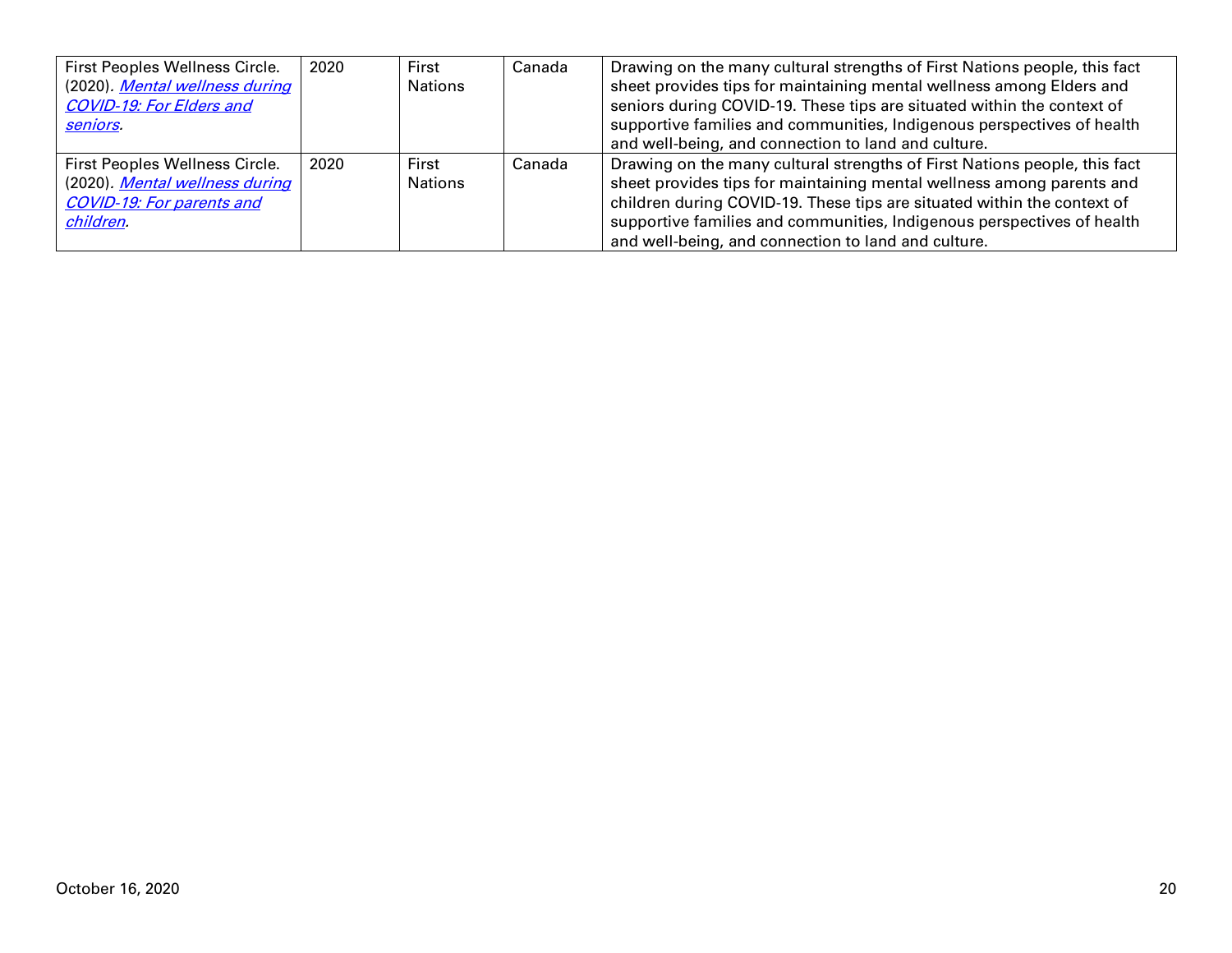| | | | | |
|---|---|---|---|---|
| First Peoples Wellness Circle. (2020). *Mental wellness during COVID-19: For Elders and seniors*. | 2020 | First Nations | Canada | Drawing on the many cultural strengths of First Nations people, this fact sheet provides tips for maintaining mental wellness among Elders and seniors during COVID-19. These tips are situated within the context of supportive families and communities, Indigenous perspectives of health and well-being, and connection to land and culture. |
| First Peoples Wellness Circle. (2020). *Mental wellness during COVID-19: For parents and children*. | 2020 | First Nations | Canada | Drawing on the many cultural strengths of First Nations people, this fact sheet provides tips for maintaining mental wellness among parents and children during COVID-19. These tips are situated within the context of supportive families and communities, Indigenous perspectives of health and well-being, and connection to land and culture. |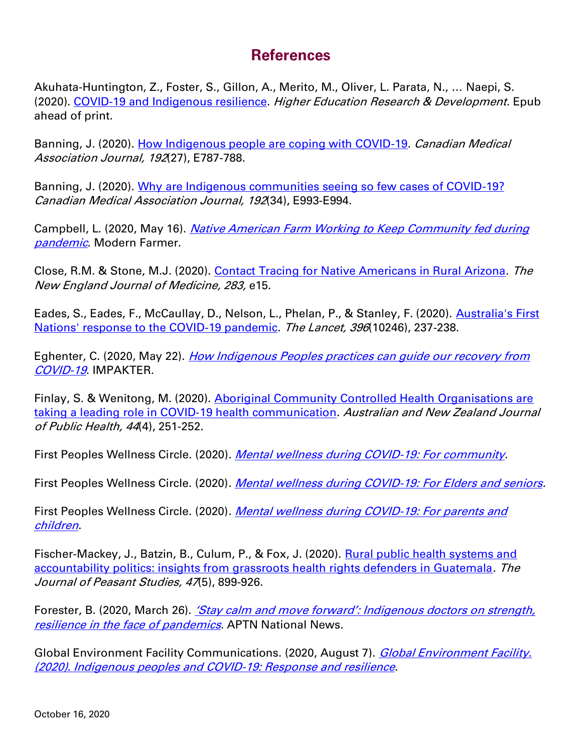# References

Akuhata-Huntington, Z., Foster, S., Gillon, A., Merito, M., Oliver, L. Parata, N., … Naepi, S. (2020). [COVID-19 and Indigenous resilience](). *Higher Education Research & Development*. Epub ahead of print.

Banning, J. (2020). [How Indigenous people are coping with COVID-19](). *Canadian Medical Association Journal, 192*(27), E787-788.

Banning, J. (2020). [Why are Indigenous communities seeing so few cases of COVID-19?]() *Canadian Medical Association Journal, 192*(34), E993-E994.

Campbell, L. (2020, May 16). [*Native American Farm Working to Keep Community fed during pandemic*](). Modern Farmer.

Close, R.M. & Stone, M.J. (2020). [Contact Tracing for Native Americans in Rural Arizona](). *The New England Journal of Medicine, 283,* e15.

Eades, S., Eades, F., McCaullay, D., Nelson, L., Phelan, P., & Stanley, F. (2020). [Australia's First Nations' response to the COVID-19 pandemic](). *The Lancet, 396*(10246), 237-238.

Eghenter, C. (2020, May 22). [*How Indigenous Peoples practices can guide our recovery from COVID-19*](). IMPAKTER.

Finlay, S. & Wenitong, M. (2020). [Aboriginal Community Controlled Health Organisations are taking a leading role in COVID-19 health communication](). *Australian and New Zealand Journal of Public Health, 44*(4), 251-252.

First Peoples Wellness Circle. (2020). [*Mental wellness during COVID-19: For community.*]()

First Peoples Wellness Circle. (2020). [*Mental wellness during COVID-19: For Elders and seniors*]().

First Peoples Wellness Circle. (2020). [*Mental wellness during COVID-19: For parents and children.*]()

Fischer-Mackey, J., Batzin, B., Culum, P., & Fox, J. (2020). [Rural public health systems and accountability politics: insights from grassroots health rights defenders in Guatemala](). *The Journal of Peasant Studies, 47*(5), 899-926.

Forester, B. (2020, March 26). [*'Stay calm and move forward': Indigenous doctors on strength, resilience in the face of pandemics*](). APTN National News.

Global Environment Facility Communications. (2020, August 7). [*Global Environment Facility. (2020). Indigenous peoples and COVID-19: Response and resilience*]().

October 16, 2020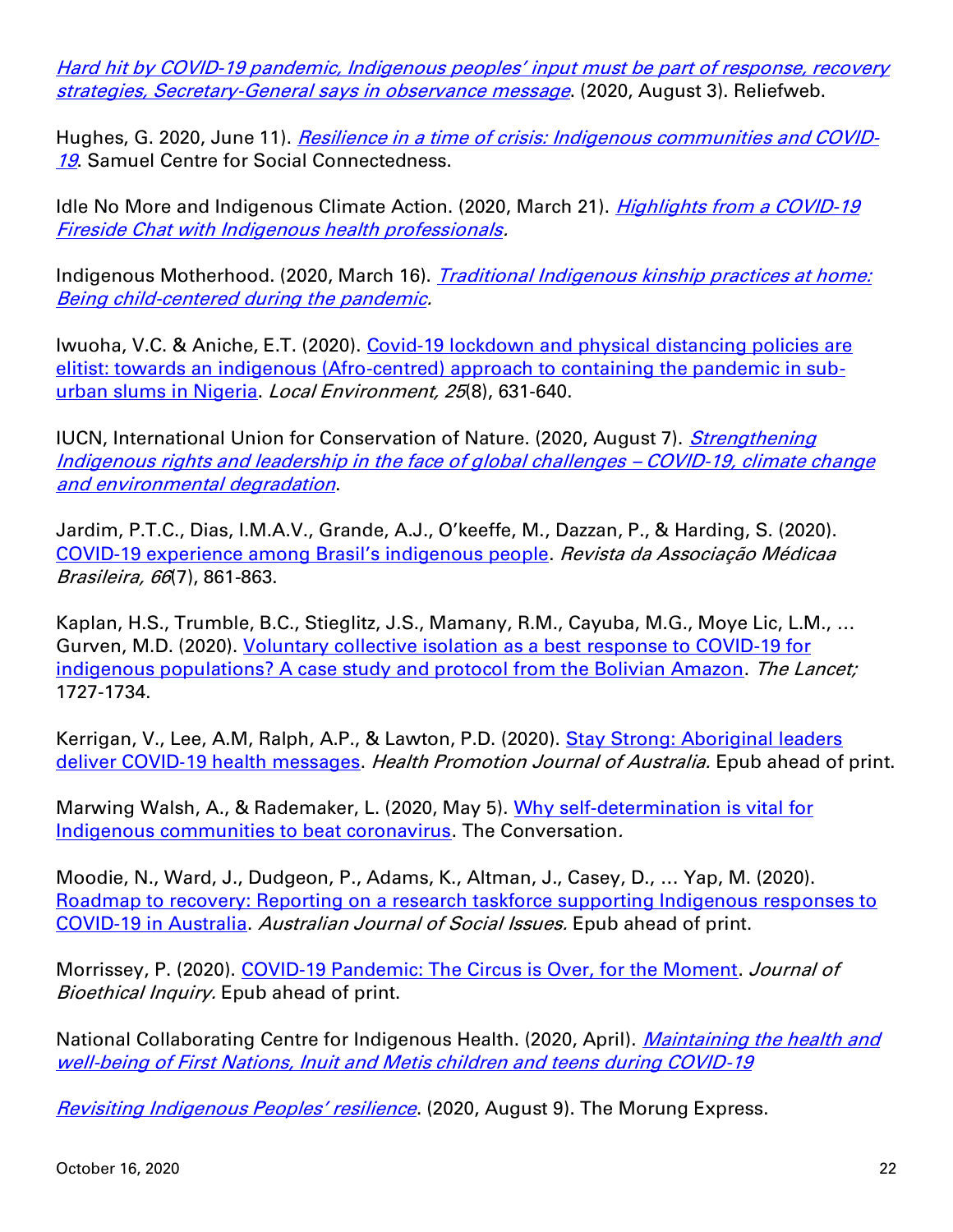*Hard hit by COVID-19 pandemic, Indigenous peoples' input must be part of response, recovery strategies, Secretary-General says in observance message*. (2020, August 3). Reliefweb.

Hughes, G. 2020, June 11). *Resilience in a time of crisis: Indigenous communities and COVID-19*. Samuel Centre for Social Connectedness.

Idle No More and Indigenous Climate Action. (2020, March 21). *Highlights from a COVID-19 Fireside Chat with Indigenous health professionals.*

Indigenous Motherhood. (2020, March 16). *Traditional Indigenous kinship practices at home: Being child-centered during the pandemic.*

Iwuoha, V.C. & Aniche, E.T. (2020). Covid-19 lockdown and physical distancing policies are elitist: towards an indigenous (Afro-centred) approach to containing the pandemic in sub-urban slums in Nigeria. *Local Environment, 25*(8), 631-640.

IUCN, International Union for Conservation of Nature. (2020, August 7). *Strengthening Indigenous rights and leadership in the face of global challenges – COVID-19, climate change and environmental degradation*.

Jardim, P.T.C., Dias, I.M.A.V., Grande, A.J., O'keeffe, M., Dazzan, P., & Harding, S. (2020). COVID-19 experience among Brasil's indigenous people. *Revista da Associação Médicaa Brasileira, 66*(7), 861-863.

Kaplan, H.S., Trumble, B.C., Stieglitz, J.S., Mamany, R.M., Cayuba, M.G., Moye Lic, L.M., … Gurven, M.D. (2020). Voluntary collective isolation as a best response to COVID-19 for indigenous populations? A case study and protocol from the Bolivian Amazon. *The Lancet;* 1727-1734.

Kerrigan, V., Lee, A.M, Ralph, A.P., & Lawton, P.D. (2020). Stay Strong: Aboriginal leaders deliver COVID-19 health messages. *Health Promotion Journal of Australia.* Epub ahead of print.

Marwing Walsh, A., & Rademaker, L. (2020, May 5). Why self-determination is vital for Indigenous communities to beat coronavirus. The Conversation*.*

Moodie, N., Ward, J., Dudgeon, P., Adams, K., Altman, J., Casey, D., … Yap, M. (2020). Roadmap to recovery: Reporting on a research taskforce supporting Indigenous responses to COVID-19 in Australia. *Australian Journal of Social Issues.* Epub ahead of print.

Morrissey, P. (2020). COVID-19 Pandemic: The Circus is Over, for the Moment. *Journal of Bioethical Inquiry.* Epub ahead of print.

National Collaborating Centre for Indigenous Health. (2020, April). *Maintaining the health and well-being of First Nations, Inuit and Metis children and teens during COVID-19*

*Revisiting Indigenous Peoples' resilience*. (2020, August 9). The Morung Express.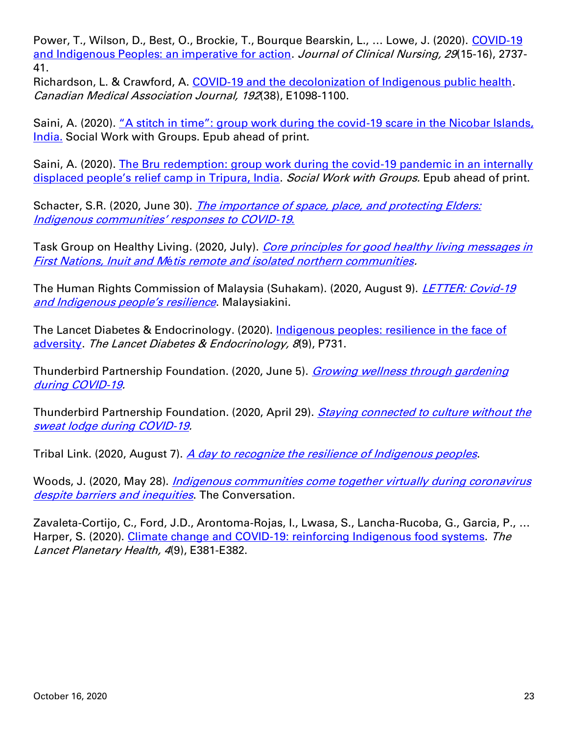Power, T., Wilson, D., Best, O., Brockie, T., Bourque Bearskin, L., … Lowe, J. (2020). COVID-19 and Indigenous Peoples: an imperative for action. *Journal of Clinical Nursing, 29*(15-16), 2737-41.

Richardson, L. & Crawford, A. COVID-19 and the decolonization of Indigenous public health. *Canadian Medical Association Journal, 192*(38), E1098-1100.

Saini, A. (2020). "A stitch in time": group work during the covid-19 scare in the Nicobar Islands, India. Social Work with Groups. Epub ahead of print.

Saini, A. (2020). The Bru redemption: group work during the covid-19 pandemic in an internally displaced people's relief camp in Tripura, India. *Social Work with Groups.* Epub ahead of print.

Schacter, S.R. (2020, June 30). *The importance of space, place, and protecting Elders: Indigenous communities' responses to COVID-19.*

Task Group on Healthy Living. (2020, July). *Core principles for good healthy living messages in First Nations, Inuit and Métis remote and isolated northern communities*.

The Human Rights Commission of Malaysia (Suhakam). (2020, August 9). *LETTER: Covid-19 and Indigenous people's resilience*. Malaysiakini.

The Lancet Diabetes & Endocrinology. (2020). Indigenous peoples: resilience in the face of adversity. *The Lancet Diabetes & Endocrinology, 8*(9), P731.

Thunderbird Partnership Foundation. (2020, June 5). *Growing wellness through gardening during COVID-19.*

Thunderbird Partnership Foundation. (2020, April 29). *Staying connected to culture without the sweat lodge during COVID-19*.

Tribal Link. (2020, August 7). *A day to recognize the resilience of Indigenous peoples*.

Woods, J. (2020, May 28). *Indigenous communities come together virtually during coronavirus despite barriers and inequities*. The Conversation.

Zavaleta-Cortijo, C., Ford, J.D., Arontoma-Rojas, I., Lwasa, S., Lancha-Rucoba, G., Garcia, P., … Harper, S. (2020). Climate change and COVID-19: reinforcing Indigenous food systems. *The Lancet Planetary Health, 4*(9), E381-E382.